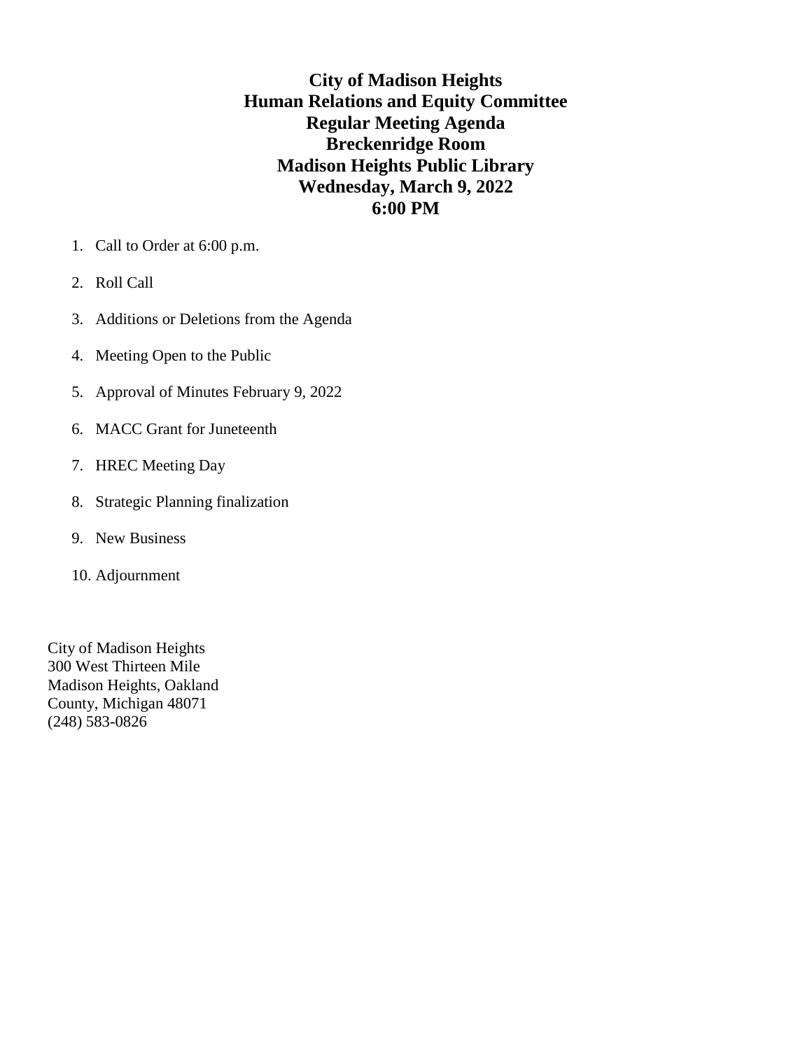# City of Madison Heights
# Human Relations and Equity Committee
# Regular Meeting Agenda
# Breckenridge Room
# Madison Heights Public Library
# Wednesday, March 9, 2022
# 6:00 PM

1. Call to Order at 6:00 p.m.
2. Roll Call
3. Additions or Deletions from the Agenda
4. Meeting Open to the Public
5. Approval of Minutes February 9, 2022
6. MACC Grant for Juneteenth
7. HREC Meeting Day
8. Strategic Planning finalization
9. New Business
10. Adjournment

City of Madison Heights  
300 West Thirteen Mile  
Madison Heights, Oakland  
County, Michigan 48071  
(248) 583-0826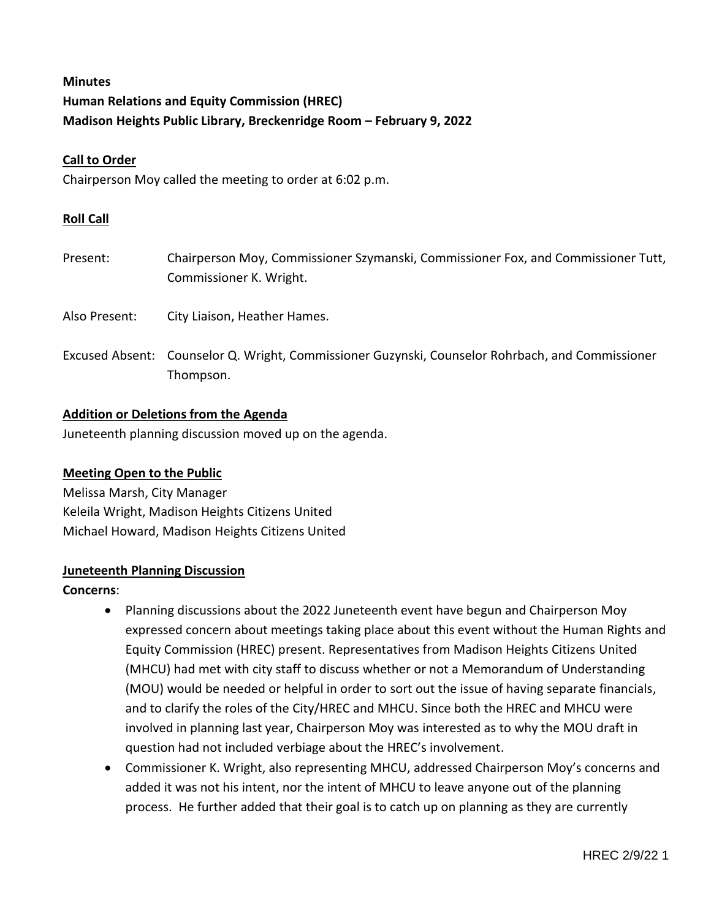**Minutes**
**Human Relations and Equity Commission (HREC)**
**Madison Heights Public Library, Breckenridge Room – February 9, 2022**

**Call to Order**

Chairperson Moy called the meeting to order at 6:02 p.m.

**Roll Call**

Present: Chairperson Moy, Commissioner Szymanski, Commissioner Fox, and Commissioner Tutt, Commissioner K. Wright.

Also Present: City Liaison, Heather Hames.

Excused Absent: Counselor Q. Wright, Commissioner Guzynski, Counselor Rohrbach, and Commissioner Thompson.

**Addition or Deletions from the Agenda**

Juneteenth planning discussion moved up on the agenda.

**Meeting Open to the Public**

Melissa Marsh, City Manager
Keleila Wright, Madison Heights Citizens United
Michael Howard, Madison Heights Citizens United

**Juneteenth Planning Discussion**

**Concerns**:

- Planning discussions about the 2022 Juneteenth event have begun and Chairperson Moy expressed concern about meetings taking place about this event without the Human Rights and Equity Commission (HREC) present. Representatives from Madison Heights Citizens United (MHCU) had met with city staff to discuss whether or not a Memorandum of Understanding (MOU) would be needed or helpful in order to sort out the issue of having separate financials, and to clarify the roles of the City/HREC and MHCU. Since both the HREC and MHCU were involved in planning last year, Chairperson Moy was interested as to why the MOU draft in question had not included verbiage about the HREC's involvement.
- Commissioner K. Wright, also representing MHCU, addressed Chairperson Moy's concerns and added it was not his intent, nor the intent of MHCU to leave anyone out of the planning process. He further added that their goal is to catch up on planning as they are currently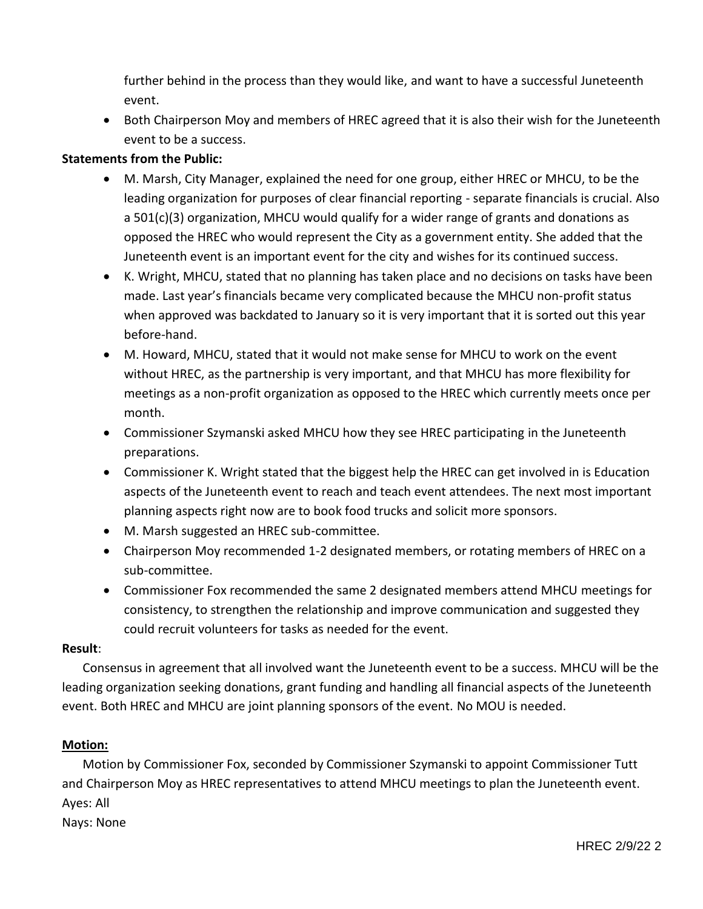further behind in the process than they would like, and want to have a successful Juneteenth event.

- Both Chairperson Moy and members of HREC agreed that it is also their wish for the Juneteenth event to be a success.

**Statements from the Public:**

- M. Marsh, City Manager, explained the need for one group, either HREC or MHCU, to be the leading organization for purposes of clear financial reporting - separate financials is crucial. Also a 501(c)(3) organization, MHCU would qualify for a wider range of grants and donations as opposed the HREC who would represent the City as a government entity. She added that the Juneteenth event is an important event for the city and wishes for its continued success.
- K. Wright, MHCU, stated that no planning has taken place and no decisions on tasks have been made. Last year's financials became very complicated because the MHCU non-profit status when approved was backdated to January so it is very important that it is sorted out this year before-hand.
- M. Howard, MHCU, stated that it would not make sense for MHCU to work on the event without HREC, as the partnership is very important, and that MHCU has more flexibility for meetings as a non-profit organization as opposed to the HREC which currently meets once per month.
- Commissioner Szymanski asked MHCU how they see HREC participating in the Juneteenth preparations.
- Commissioner K. Wright stated that the biggest help the HREC can get involved in is Education aspects of the Juneteenth event to reach and teach event attendees. The next most important planning aspects right now are to book food trucks and solicit more sponsors.
- M. Marsh suggested an HREC sub-committee.
- Chairperson Moy recommended 1-2 designated members, or rotating members of HREC on a sub-committee.
- Commissioner Fox recommended the same 2 designated members attend MHCU meetings for consistency, to strengthen the relationship and improve communication and suggested they could recruit volunteers for tasks as needed for the event.

**Result**:

Consensus in agreement that all involved want the Juneteenth event to be a success. MHCU will be the leading organization seeking donations, grant funding and handling all financial aspects of the Juneteenth event. Both HREC and MHCU are joint planning sponsors of the event. No MOU is needed.

**Motion:**

Motion by Commissioner Fox, seconded by Commissioner Szymanski to appoint Commissioner Tutt and Chairperson Moy as HREC representatives to attend MHCU meetings to plan the Juneteenth event.
Ayes: All
Nays: None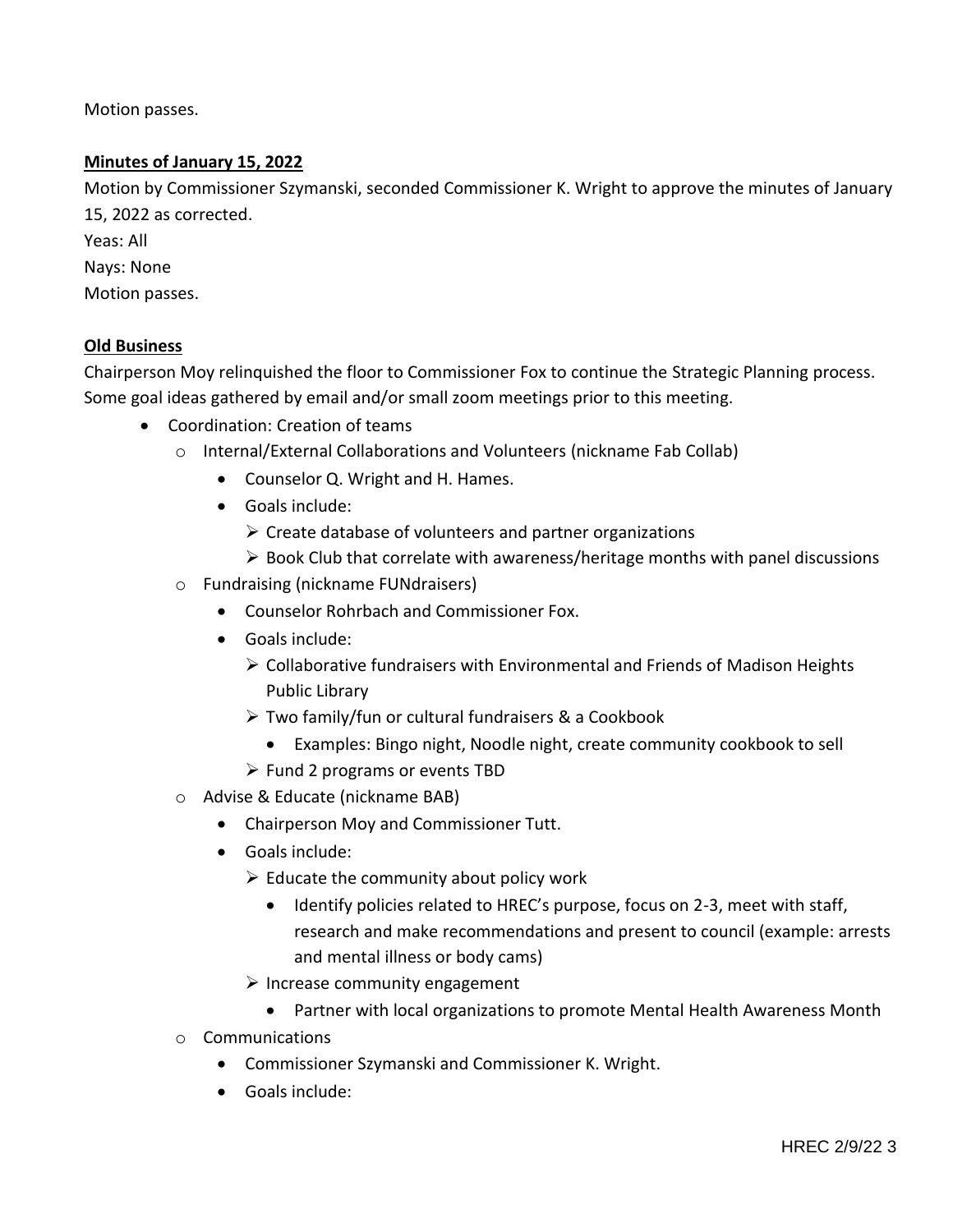Motion passes.

**Minutes of January 15, 2022**

Motion by Commissioner Szymanski, seconded Commissioner K. Wright to approve the minutes of January 15, 2022 as corrected.
Yeas: All
Nays: None
Motion passes.

**Old Business**

Chairperson Moy relinquished the floor to Commissioner Fox to continue the Strategic Planning process. Some goal ideas gathered by email and/or small zoom meetings prior to this meeting.

- Coordination: Creation of teams
  - Internal/External Collaborations and Volunteers (nickname Fab Collab)
    - Counselor Q. Wright and H. Hames.
    - Goals include:
      - Create database of volunteers and partner organizations
      - Book Club that correlate with awareness/heritage months with panel discussions
  - Fundraising (nickname FUNdraisers)
    - Counselor Rohrbach and Commissioner Fox.
    - Goals include:
      - Collaborative fundraisers with Environmental and Friends of Madison Heights Public Library
      - Two family/fun or cultural fundraisers & a Cookbook
        - Examples: Bingo night, Noodle night, create community cookbook to sell
      - Fund 2 programs or events TBD
  - Advise & Educate (nickname BAB)
    - Chairperson Moy and Commissioner Tutt.
    - Goals include:
      - Educate the community about policy work
        - Identify policies related to HREC's purpose, focus on 2-3, meet with staff, research and make recommendations and present to council (example: arrests and mental illness or body cams)
      - Increase community engagement
        - Partner with local organizations to promote Mental Health Awareness Month
  - Communications
    - Commissioner Szymanski and Commissioner K. Wright.
    - Goals include: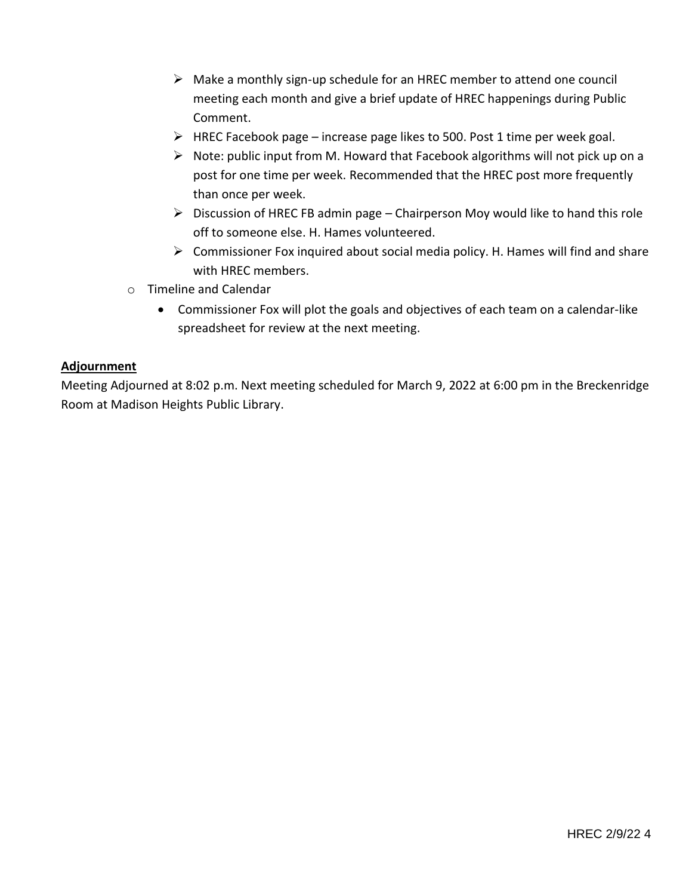- Make a monthly sign-up schedule for an HREC member to attend one council meeting each month and give a brief update of HREC happenings during Public Comment.
- HREC Facebook page – increase page likes to 500. Post 1 time per week goal.
- Note: public input from M. Howard that Facebook algorithms will not pick up on a post for one time per week. Recommended that the HREC post more frequently than once per week.
- Discussion of HREC FB admin page – Chairperson Moy would like to hand this role off to someone else. H. Hames volunteered.
- Commissioner Fox inquired about social media policy. H. Hames will find and share with HREC members.

- Timeline and Calendar
  - Commissioner Fox will plot the goals and objectives of each team on a calendar-like spreadsheet for review at the next meeting.

**Adjournment**

Meeting Adjourned at 8:02 p.m. Next meeting scheduled for March 9, 2022 at 6:00 pm in the Breckenridge Room at Madison Heights Public Library.